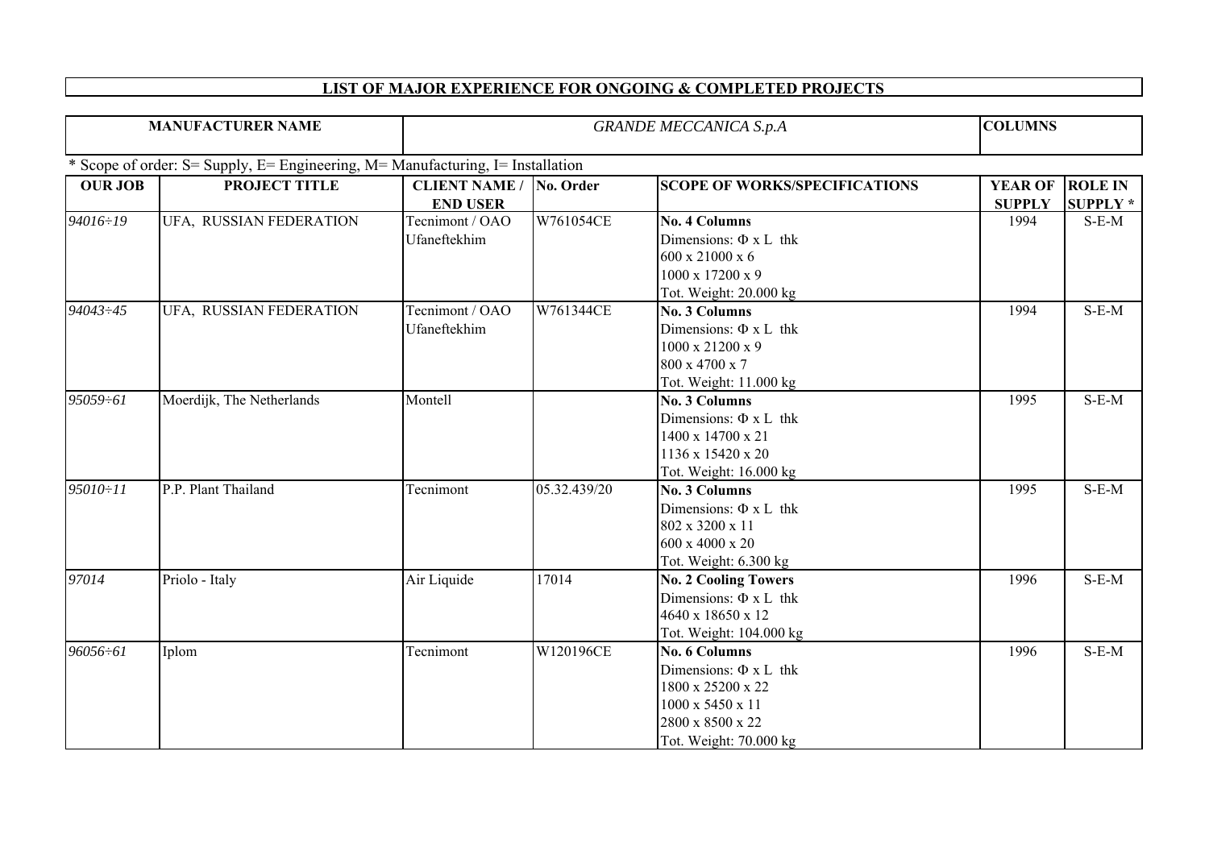# LIST OF MAJOR EXPERIENCE FOR ONGOING & COMPLETED PROJECTS

| MANUFACTURER NAME | *GRANDE MECCANICA S.p.A* | COLUMNS |
|---|---|---|

\* Scope of order: S= Supply, E= Engineering, M= Manufacturing, I= Installation

| OUR JOB | PROJECT TITLE | CLIENT NAME / END USER | No. Order | SCOPE OF WORKS/SPECIFICATIONS | YEAR OF SUPPLY | ROLE IN SUPPLY * |
|---|---|---|---|---|---|---|
| *94016÷19* | UFA, RUSSIAN FEDERATION | Tecnimont / OAO Ufaneftekhim | W761054CE | **No. 4 Columns**<br>Dimensions: Φ x L thk<br>600 x 21000 x 6<br>1000 x 17200 x 9<br>Tot. Weight: 20.000 kg | 1994 | S-E-M |
| *94043÷45* | UFA, RUSSIAN FEDERATION | Tecnimont / OAO Ufaneftekhim | W761344CE | **No. 3 Columns**<br>Dimensions: Φ x L thk<br>1000 x 21200 x 9<br>800 x 4700 x 7<br>Tot. Weight: 11.000 kg | 1994 | S-E-M |
| *95059÷61* | Moerdijk, The Netherlands | Montell | | **No. 3 Columns**<br>Dimensions: Φ x L thk<br>1400 x 14700 x 21<br>1136 x 15420 x 20<br>Tot. Weight: 16.000 kg | 1995 | S-E-M |
| *95010÷11* | P.P. Plant Thailand | Tecnimont | 05.32.439/20 | **No. 3 Columns**<br>Dimensions: Φ x L thk<br>802 x 3200 x 11<br>600 x 4000 x 20<br>Tot. Weight: 6.300 kg | 1995 | S-E-M |
| *97014* | Priolo - Italy | Air Liquide | 17014 | **No. 2 Cooling Towers**<br>Dimensions: Φ x L thk<br>4640 x 18650 x 12<br>Tot. Weight: 104.000 kg | 1996 | S-E-M |
| *96056÷61* | Iplom | Tecnimont | W120196CE | **No. 6 Columns**<br>Dimensions: Φ x L thk<br>1800 x 25200 x 22<br>1000 x 5450 x 11<br>2800 x 8500 x 22<br>Tot. Weight: 70.000 kg | 1996 | S-E-M |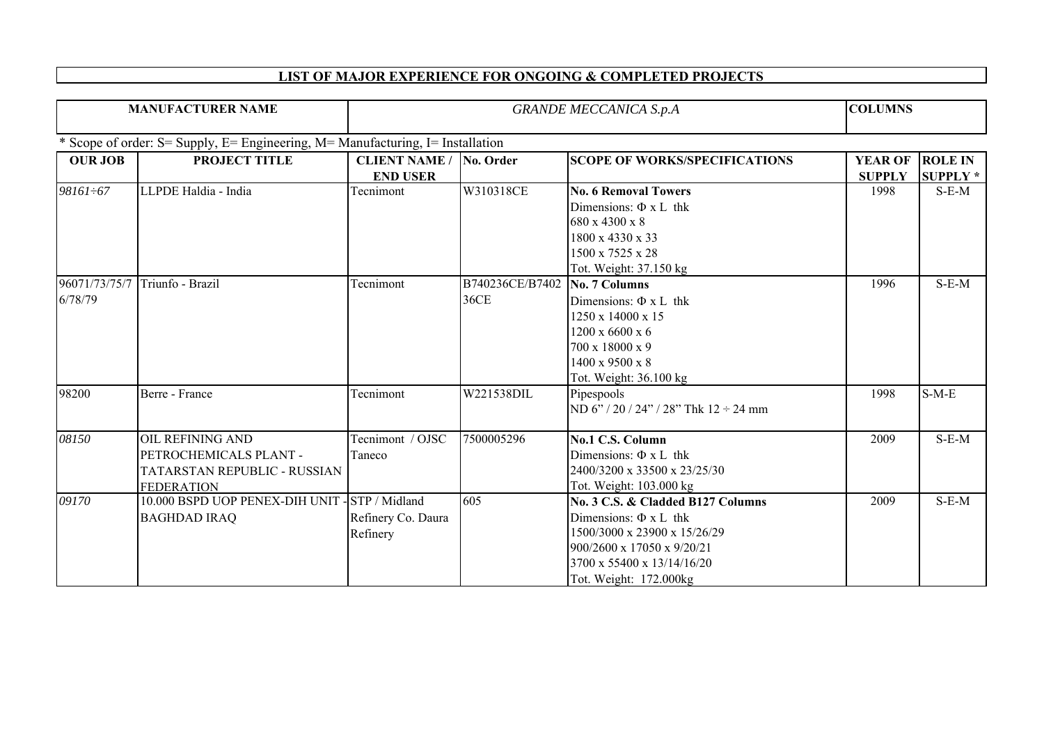# LIST OF MAJOR EXPERIENCE FOR ONGOING & COMPLETED PROJECTS

| MANUFACTURER NAME | *GRANDE MECCANICA S.p.A* | COLUMNS |
|---|---|---|

\* Scope of order: S= Supply, E= Engineering, M= Manufacturing, I= Installation

| OUR JOB | PROJECT TITLE | CLIENT NAME / END USER | No. Order | SCOPE OF WORKS/SPECIFICATIONS | YEAR OF SUPPLY | ROLE IN SUPPLY * |
|---|---|---|---|---|---|---|
| *98161÷67* | LLPDE Haldia - India | Tecnimont | W310318CE | **No. 6 Removal Towers**<br>Dimensions: Φ x L thk<br>680 x 4300 x 8<br>1800 x 4330 x 33<br>1500 x 7525 x 28<br>Tot. Weight: 37.150 kg | 1998 | S-E-M |
| 96071/73/75/76/78/79 | Triunfo - Brazil | Tecnimont | B740236CE/B740236CE | **No. 7 Columns**<br>Dimensions: Φ x L thk<br>1250 x 14000 x 15<br>1200 x 6600 x 6<br>700 x 18000 x 9<br>1400 x 9500 x 8<br>Tot. Weight: 36.100 kg | 1996 | S-E-M |
| 98200 | Berre - France | Tecnimont | W221538DIL | Pipespools<br>ND 6" / 20 / 24" / 28" Thk 12 ÷ 24 mm | 1998 | S-M-E |
| *08150* | OIL REFINING AND PETROCHEMICALS PLANT - TATARSTAN REPUBLIC - RUSSIAN FEDERATION | Tecnimont / OJSC Taneco | 7500005296 | **No.1 C.S. Column**<br>Dimensions: Φ x L thk<br>2400/3200 x 33500 x 23/25/30<br>Tot. Weight: 103.000 kg | 2009 | S-E-M |
| *09170* | 10.000 BSPD UOP PENEX-DIH UNIT - BAGHDAD IRAQ | STP / Midland Refinery Co. Daura Refinery | 605 | **No. 3 C.S. & Cladded B127 Columns**<br>Dimensions: Φ x L thk<br>1500/3000 x 23900 x 15/26/29<br>900/2600 x 17050 x 9/20/21<br>3700 x 55400 x 13/14/16/20<br>Tot. Weight: 172.000kg | 2009 | S-E-M |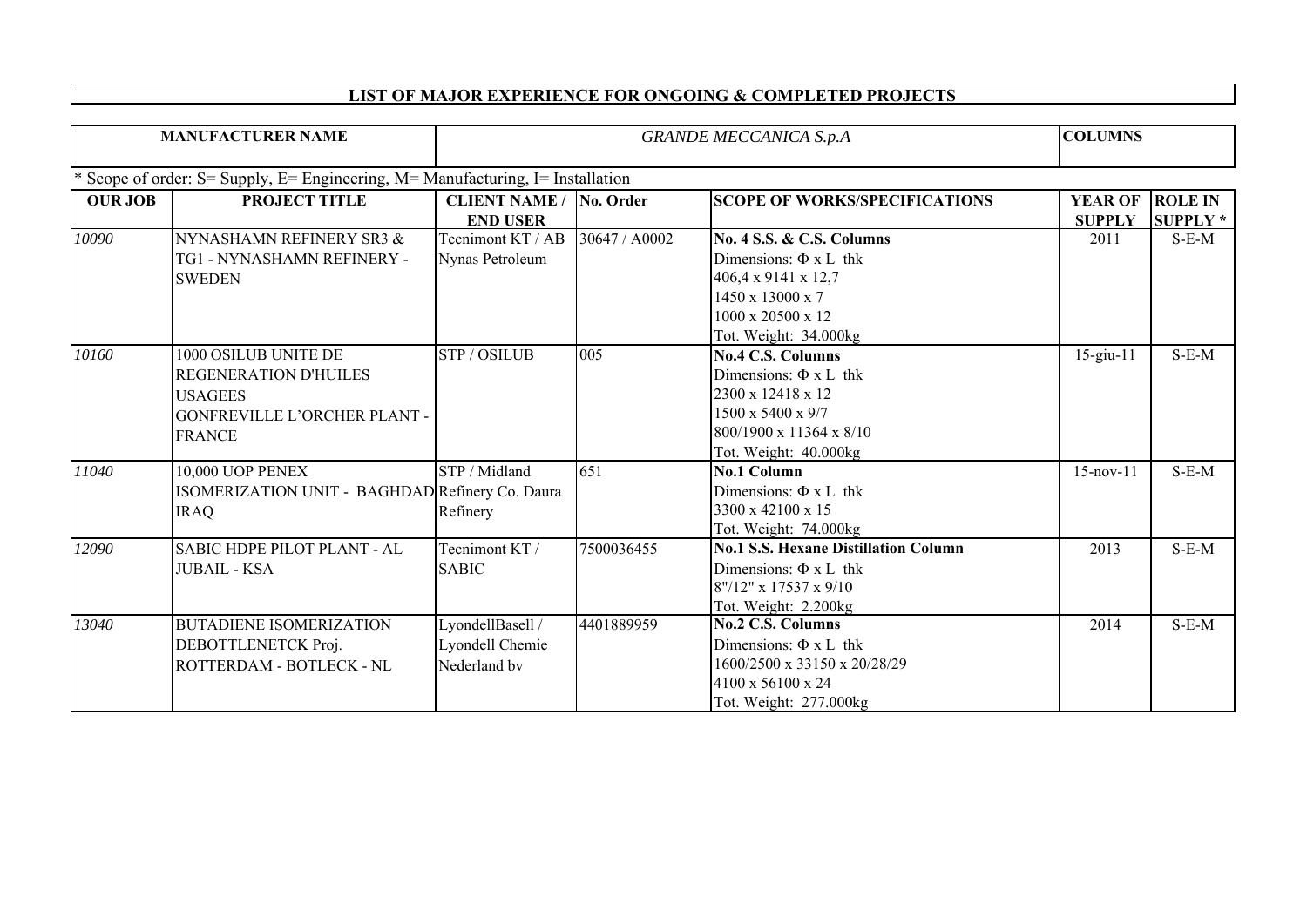## LIST OF MAJOR EXPERIENCE FOR ONGOING & COMPLETED PROJECTS

| MANUFACTURER NAME | *GRANDE MECCANICA S.p.A* | COLUMNS |
|---|---|---|

\* Scope of order: S= Supply, E= Engineering, M= Manufacturing, I= Installation

| OUR JOB | PROJECT TITLE | CLIENT NAME / END USER | No. Order | SCOPE OF WORKS/SPECIFICATIONS | YEAR OF SUPPLY | ROLE IN SUPPLY * |
|---|---|---|---|---|---|---|
| *10090* | NYNASHAMN REFINERY SR3 & TG1 - NYNASHAMN REFINERY - SWEDEN | Tecnimont KT / AB Nynas Petroleum | 30647 / A0002 | **No. 4 S.S. & C.S. Columns**<br>Dimensions: Φ x L thk<br>406,4 x 9141 x 12,7<br>1450 x 13000 x 7<br>1000 x 20500 x 12<br>Tot. Weight: 34.000kg | 2011 | S-E-M |
| *10160* | 1000 OSILUB UNITE DE REGENERATION D'HUILES USAGEES GONFREVILLE L'ORCHER PLANT - FRANCE | STP / OSILUB | 005 | **No.4 C.S. Columns**<br>Dimensions: Φ x L thk<br>2300 x 12418 x 12<br>1500 x 5400 x 9/7<br>800/1900 x 11364 x 8/10<br>Tot. Weight: 40.000kg | 15-giu-11 | S-E-M |
| *11040* | 10,000 UOP PENEX ISOMERIZATION UNIT - BAGHDAD IRAQ | STP / Midland Refinery Co. Daura Refinery | 651 | **No.1 Column**<br>Dimensions: Φ x L thk<br>3300 x 42100 x 15<br>Tot. Weight: 74.000kg | 15-nov-11 | S-E-M |
| *12090* | SABIC HDPE PILOT PLANT - AL JUBAIL - KSA | Tecnimont KT / SABIC | 7500036455 | **No.1 S.S. Hexane Distillation Column**<br>Dimensions: Φ x L thk<br>8"/12" x 17537 x 9/10<br>Tot. Weight: 2.200kg | 2013 | S-E-M |
| *13040* | BUTADIENE ISOMERIZATION DEBOTTLENETCK Proj. ROTTERDAM - BOTLECK - NL | LyondellBasell / Lyondell Chemie Nederland bv | 4401889959 | **No.2 C.S. Columns**<br>Dimensions: Φ x L thk<br>1600/2500 x 33150 x 20/28/29<br>4100 x 56100 x 24<br>Tot. Weight: 277.000kg | 2014 | S-E-M |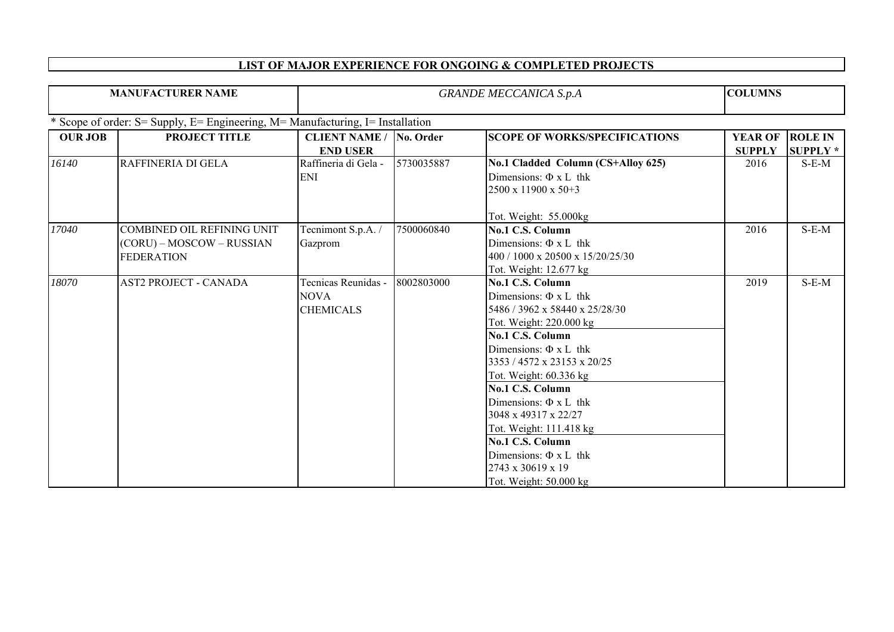# LIST OF MAJOR EXPERIENCE FOR ONGOING & COMPLETED PROJECTS

| MANUFACTURER NAME | *GRANDE MECCANICA S.p.A* | COLUMNS |
|---|---|---|

\* Scope of order: S= Supply, E= Engineering, M= Manufacturing, I= Installation

| OUR JOB | PROJECT TITLE | CLIENT NAME / END USER | No. Order | SCOPE OF WORKS/SPECIFICATIONS | YEAR OF SUPPLY | ROLE IN SUPPLY * |
|---|---|---|---|---|---|---|
| *16140* | RAFFINERIA DI GELA | Raffineria di Gela - ENI | 5730035887 | **No.1 Cladded Column (CS+Alloy 625)**<br>Dimensions: Φ x L thk<br>2500 x 11900 x 50+3<br><br>Tot. Weight: 55.000kg | 2016 | S-E-M |
| *17040* | COMBINED OIL REFINING UNIT (CORU) – MOSCOW – RUSSIAN FEDERATION | Tecnimont S.p.A. / Gazprom | 7500060840 | **No.1 C.S. Column**<br>Dimensions: Φ x L thk<br>400 / 1000 x 20500 x 15/20/25/30<br>Tot. Weight: 12.677 kg | 2016 | S-E-M |
| *18070* | AST2 PROJECT - CANADA | Tecnicas Reunidas - NOVA CHEMICALS | 8002803000 | **No.1 C.S. Column**<br>Dimensions: Φ x L thk<br>5486 / 3962 x 58440 x 25/28/30<br>Tot. Weight: 220.000 kg<br>**No.1 C.S. Column**<br>Dimensions: Φ x L thk<br>3353 / 4572 x 23153 x 20/25<br>Tot. Weight: 60.336 kg<br>**No.1 C.S. Column**<br>Dimensions: Φ x L thk<br>3048 x 49317 x 22/27<br>Tot. Weight: 111.418 kg<br>**No.1 C.S. Column**<br>Dimensions: Φ x L thk<br>2743 x 30619 x 19<br>Tot. Weight: 50.000 kg | 2019 | S-E-M |